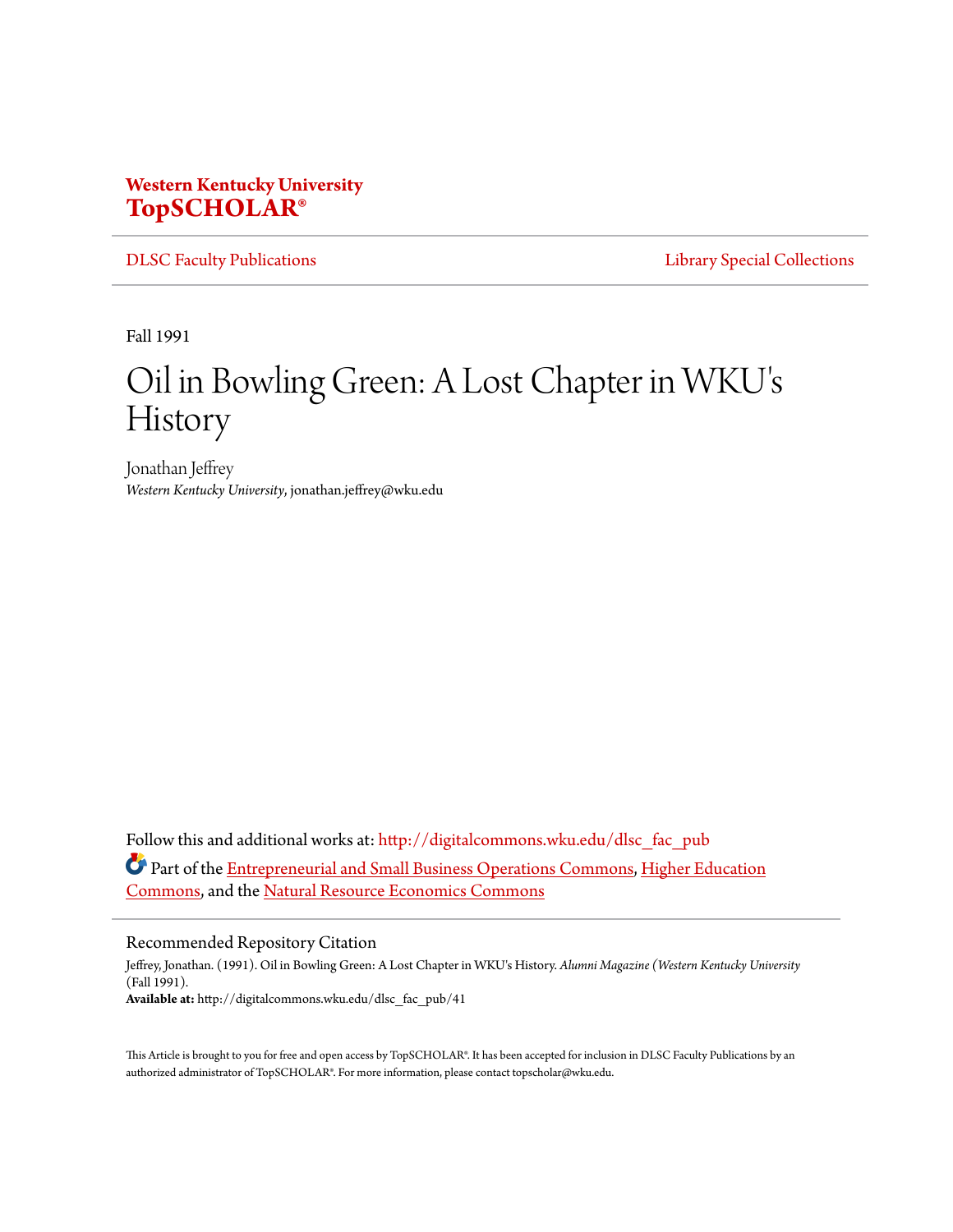Western Kentucky University
**TopSCHOLAR®**

DLSC Faculty Publications | Library Special Collections

Fall 1991

# Oil in Bowling Green: A Lost Chapter in WKU's History

Jonathan Jeffrey
*Western Kentucky University*, jonathan.jeffrey@wku.edu

Follow this and additional works at: http://digitalcommons.wku.edu/dlsc_fac_pub

Part of the Entrepreneurial and Small Business Operations Commons, Higher Education Commons, and the Natural Resource Economics Commons

## Recommended Repository Citation

Jeffrey, Jonathan. (1991). Oil in Bowling Green: A Lost Chapter in WKU's History. *Alumni Magazine (Western Kentucky University* (Fall 1991).
**Available at:** http://digitalcommons.wku.edu/dlsc_fac_pub/41

This Article is brought to you for free and open access by TopSCHOLAR®. It has been accepted for inclusion in DLSC Faculty Publications by an authorized administrator of TopSCHOLAR®. For more information, please contact topscholar@wku.edu.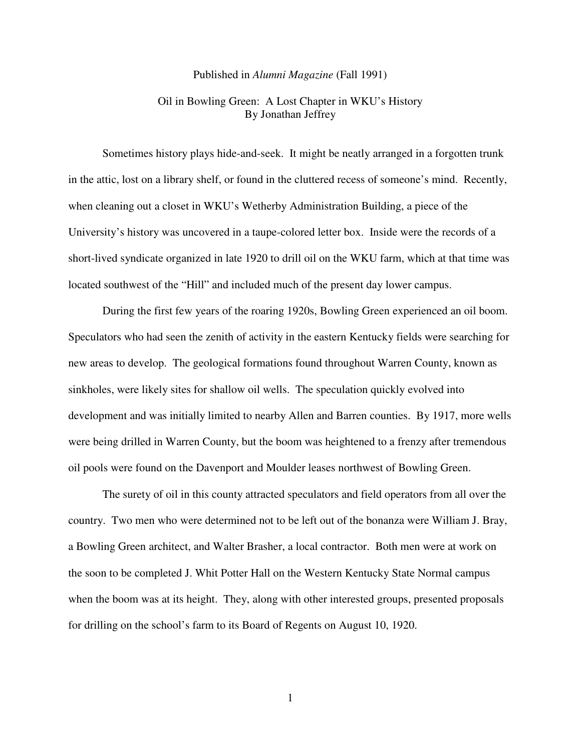Published in *Alumni Magazine* (Fall 1991)

# Oil in Bowling Green: A Lost Chapter in WKU's History

By Jonathan Jeffrey

Sometimes history plays hide-and-seek. It might be neatly arranged in a forgotten trunk in the attic, lost on a library shelf, or found in the cluttered recess of someone's mind. Recently, when cleaning out a closet in WKU's Wetherby Administration Building, a piece of the University's history was uncovered in a taupe-colored letter box. Inside were the records of a short-lived syndicate organized in late 1920 to drill oil on the WKU farm, which at that time was located southwest of the "Hill" and included much of the present day lower campus.

During the first few years of the roaring 1920s, Bowling Green experienced an oil boom. Speculators who had seen the zenith of activity in the eastern Kentucky fields were searching for new areas to develop. The geological formations found throughout Warren County, known as sinkholes, were likely sites for shallow oil wells. The speculation quickly evolved into development and was initially limited to nearby Allen and Barren counties. By 1917, more wells were being drilled in Warren County, but the boom was heightened to a frenzy after tremendous oil pools were found on the Davenport and Moulder leases northwest of Bowling Green.

The surety of oil in this county attracted speculators and field operators from all over the country. Two men who were determined not to be left out of the bonanza were William J. Bray, a Bowling Green architect, and Walter Brasher, a local contractor. Both men were at work on the soon to be completed J. Whit Potter Hall on the Western Kentucky State Normal campus when the boom was at its height. They, along with other interested groups, presented proposals for drilling on the school's farm to its Board of Regents on August 10, 1920.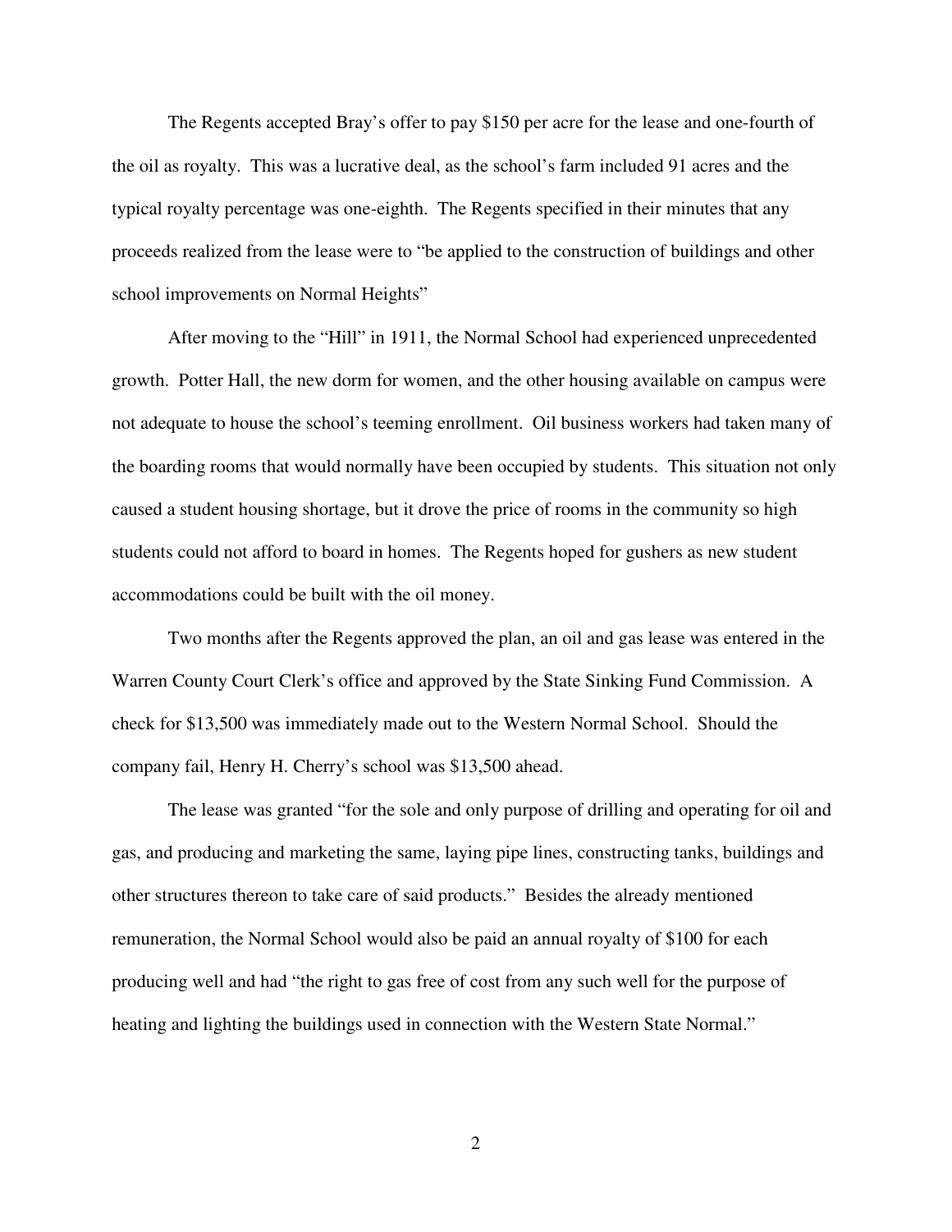The Regents accepted Bray's offer to pay $150 per acre for the lease and one-fourth of the oil as royalty. This was a lucrative deal, as the school's farm included 91 acres and the typical royalty percentage was one-eighth. The Regents specified in their minutes that any proceeds realized from the lease were to "be applied to the construction of buildings and other school improvements on Normal Heights"

After moving to the "Hill" in 1911, the Normal School had experienced unprecedented growth. Potter Hall, the new dorm for women, and the other housing available on campus were not adequate to house the school's teeming enrollment. Oil business workers had taken many of the boarding rooms that would normally have been occupied by students. This situation not only caused a student housing shortage, but it drove the price of rooms in the community so high students could not afford to board in homes. The Regents hoped for gushers as new student accommodations could be built with the oil money.

Two months after the Regents approved the plan, an oil and gas lease was entered in the Warren County Court Clerk's office and approved by the State Sinking Fund Commission. A check for $13,500 was immediately made out to the Western Normal School. Should the company fail, Henry H. Cherry's school was $13,500 ahead.

The lease was granted "for the sole and only purpose of drilling and operating for oil and gas, and producing and marketing the same, laying pipe lines, constructing tanks, buildings and other structures thereon to take care of said products." Besides the already mentioned remuneration, the Normal School would also be paid an annual royalty of $100 for each producing well and had "the right to gas free of cost from any such well for the purpose of heating and lighting the buildings used in connection with the Western State Normal."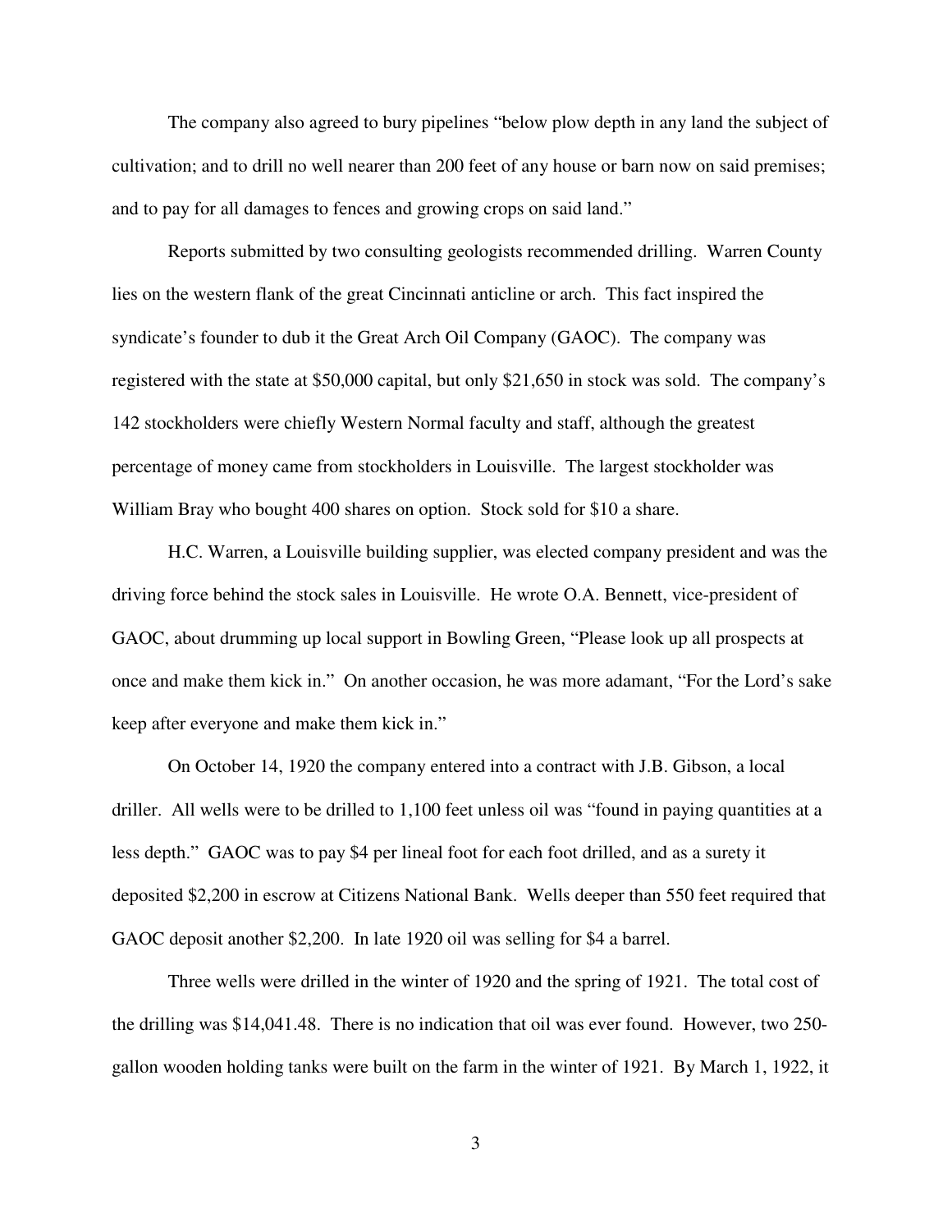The company also agreed to bury pipelines "below plow depth in any land the subject of cultivation; and to drill no well nearer than 200 feet of any house or barn now on said premises; and to pay for all damages to fences and growing crops on said land."

Reports submitted by two consulting geologists recommended drilling. Warren County lies on the western flank of the great Cincinnati anticline or arch. This fact inspired the syndicate's founder to dub it the Great Arch Oil Company (GAOC). The company was registered with the state at $50,000 capital, but only $21,650 in stock was sold. The company's 142 stockholders were chiefly Western Normal faculty and staff, although the greatest percentage of money came from stockholders in Louisville. The largest stockholder was William Bray who bought 400 shares on option. Stock sold for $10 a share.

H.C. Warren, a Louisville building supplier, was elected company president and was the driving force behind the stock sales in Louisville. He wrote O.A. Bennett, vice-president of GAOC, about drumming up local support in Bowling Green, "Please look up all prospects at once and make them kick in." On another occasion, he was more adamant, "For the Lord's sake keep after everyone and make them kick in."

On October 14, 1920 the company entered into a contract with J.B. Gibson, a local driller. All wells were to be drilled to 1,100 feet unless oil was "found in paying quantities at a less depth." GAOC was to pay $4 per lineal foot for each foot drilled, and as a surety it deposited $2,200 in escrow at Citizens National Bank. Wells deeper than 550 feet required that GAOC deposit another $2,200. In late 1920 oil was selling for $4 a barrel.

Three wells were drilled in the winter of 1920 and the spring of 1921. The total cost of the drilling was $14,041.48. There is no indication that oil was ever found. However, two 250-gallon wooden holding tanks were built on the farm in the winter of 1921. By March 1, 1922, it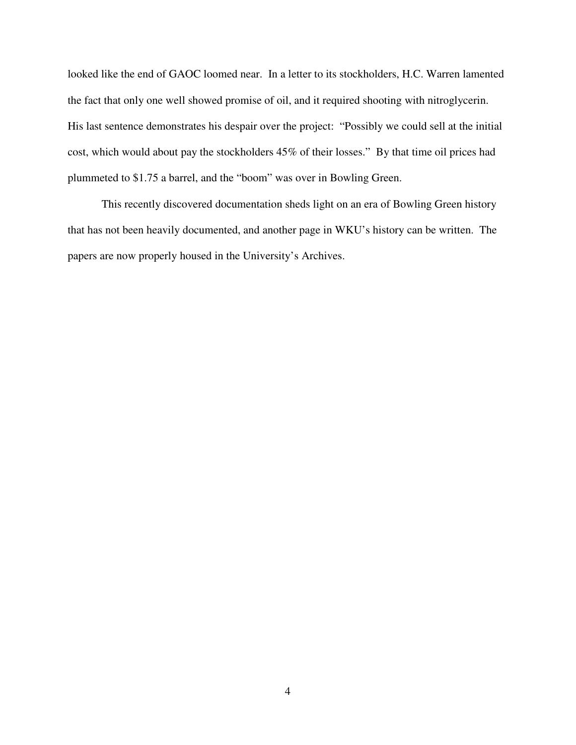looked like the end of GAOC loomed near. In a letter to its stockholders, H.C. Warren lamented the fact that only one well showed promise of oil, and it required shooting with nitroglycerin. His last sentence demonstrates his despair over the project: "Possibly we could sell at the initial cost, which would about pay the stockholders 45% of their losses." By that time oil prices had plummeted to $1.75 a barrel, and the "boom" was over in Bowling Green.

This recently discovered documentation sheds light on an era of Bowling Green history that has not been heavily documented, and another page in WKU's history can be written. The papers are now properly housed in the University's Archives.